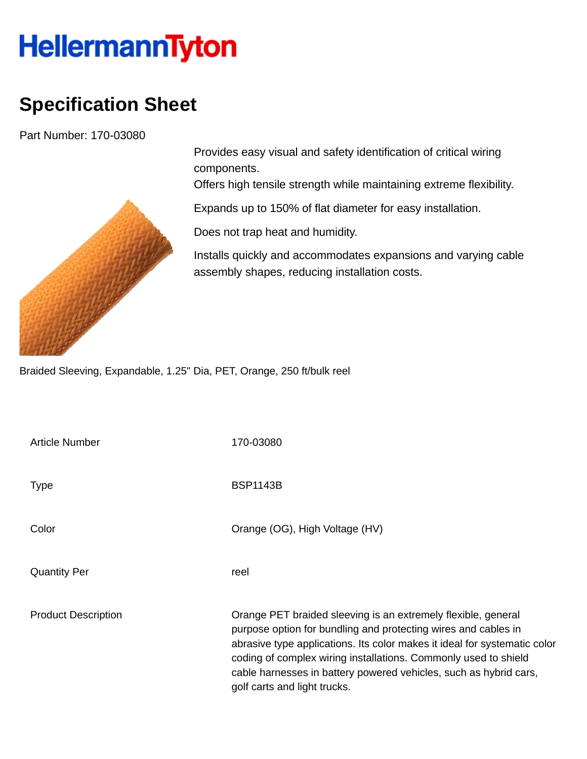# HellermannTyton

## Specification Sheet

Part Number: 170-03080

Provides easy visual and safety identification of critical wiring components.
Offers high tensile strength while maintaining extreme flexibility.

Expands up to 150% of flat diameter for easy installation.

Does not trap heat and humidity.

Installs quickly and accommodates expansions and varying cable assembly shapes, reducing installation costs.

Braided Sleeving, Expandable, 1.25" Dia, PET, Orange, 250 ft/bulk reel

| | |
|---|---|
| Article Number | 170-03080 |
| Type | BSP1143B |
| Color | Orange (OG), High Voltage (HV) |
| Quantity Per | reel |
| Product Description | Orange PET braided sleeving is an extremely flexible, general purpose option for bundling and protecting wires and cables in abrasive type applications. Its color makes it ideal for systematic color coding of complex wiring installations. Commonly used to shield cable harnesses in battery powered vehicles, such as hybrid cars, golf carts and light trucks. |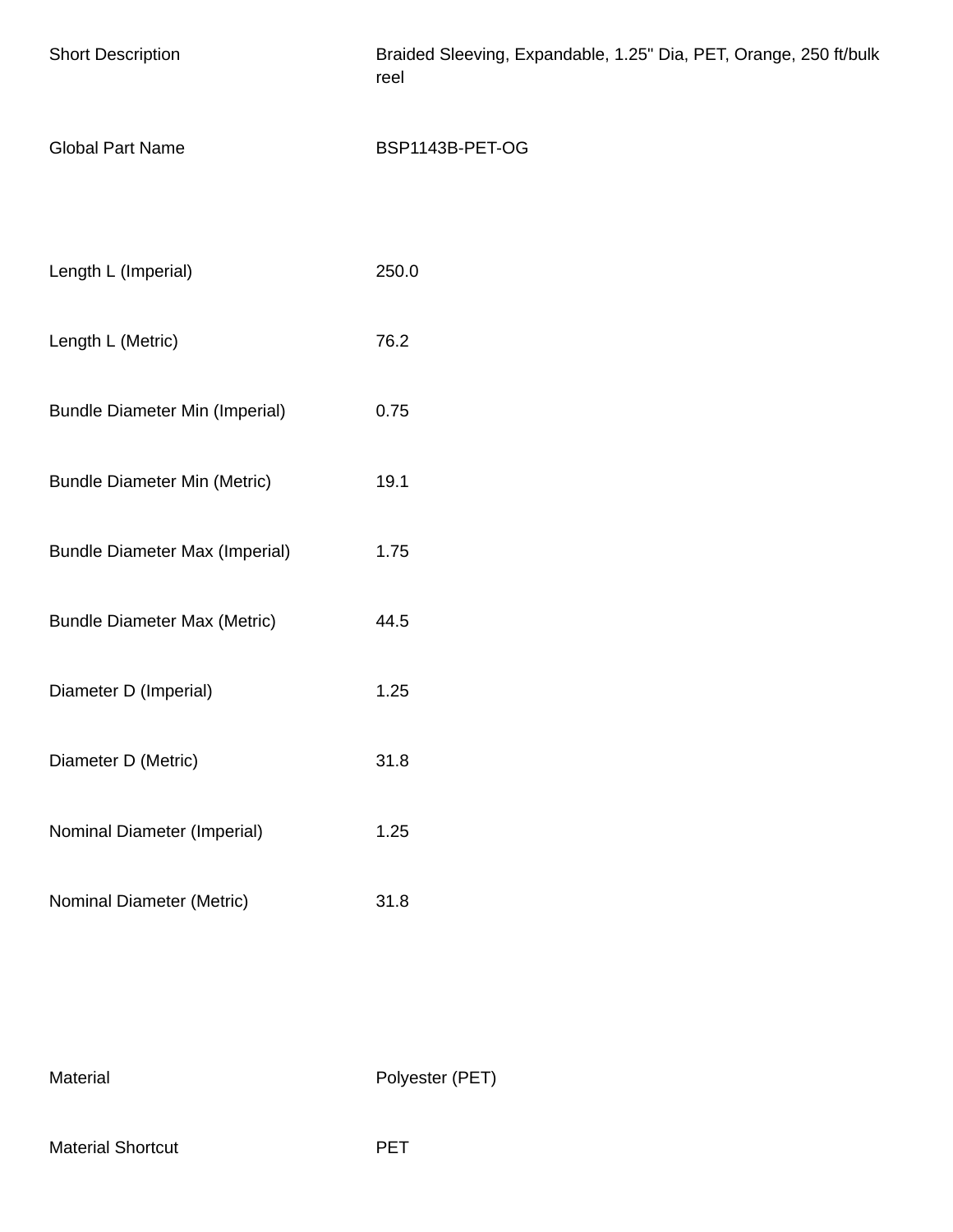| | |
|---|---|
| Short Description | Braided Sleeving, Expandable, 1.25" Dia, PET, Orange, 250 ft/bulk reel |
| Global Part Name | BSP1143B-PET-OG |

| | |
|---|---|
| Length L (Imperial) | 250.0 |
| Length L (Metric) | 76.2 |
| Bundle Diameter Min (Imperial) | 0.75 |
| Bundle Diameter Min (Metric) | 19.1 |
| Bundle Diameter Max (Imperial) | 1.75 |
| Bundle Diameter Max (Metric) | 44.5 |
| Diameter D (Imperial) | 1.25 |
| Diameter D (Metric) | 31.8 |
| Nominal Diameter (Imperial) | 1.25 |
| Nominal Diameter (Metric) | 31.8 |

| | |
|---|---|
| Material | Polyester (PET) |
| Material Shortcut | PET |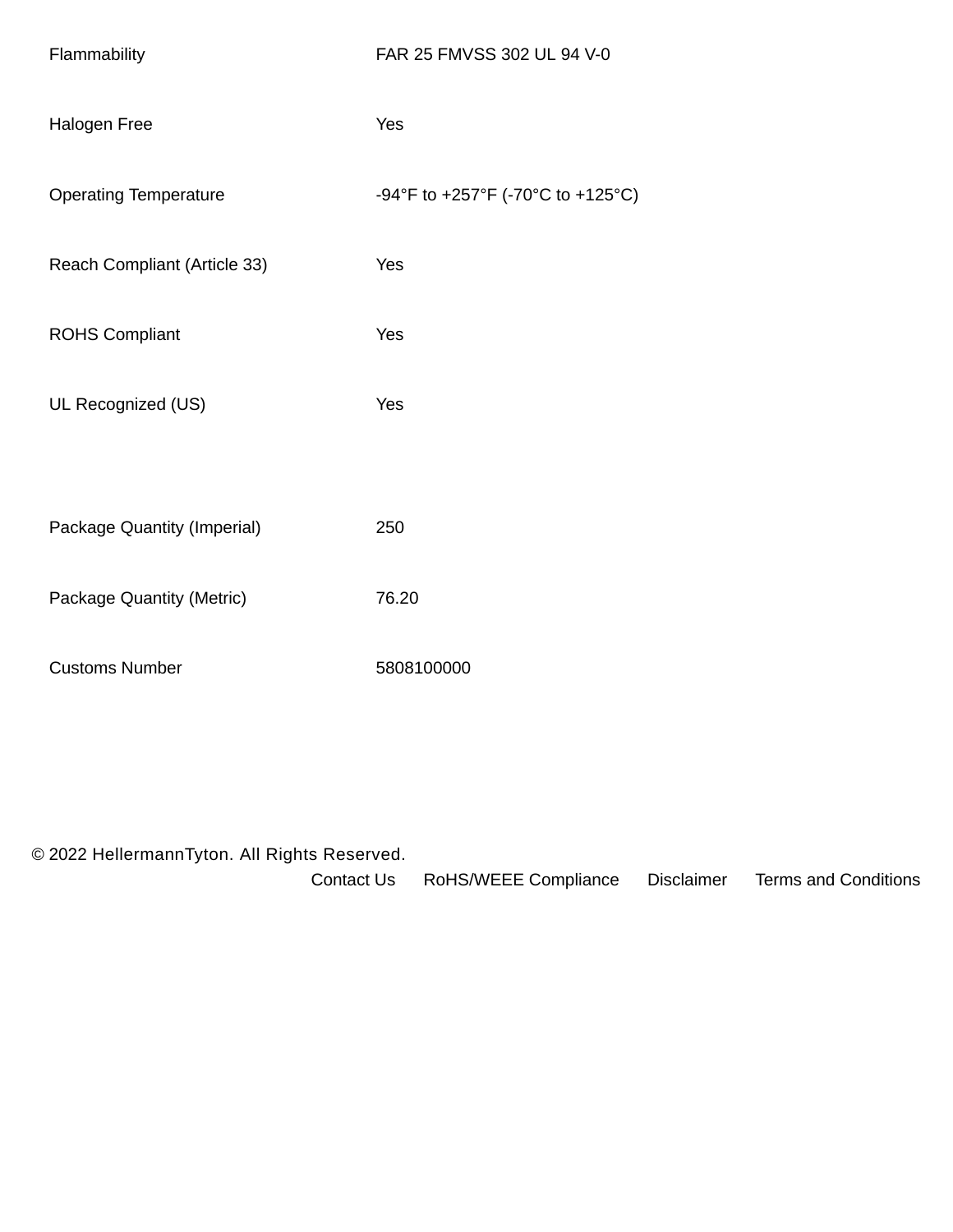| | |
|---|---|
| Flammability | FAR 25 FMVSS 302 UL 94 V-0 |
| Halogen Free | Yes |
| Operating Temperature | -94°F to +257°F (-70°C to +125°C) |
| Reach Compliant (Article 33) | Yes |
| ROHS Compliant | Yes |
| UL Recognized (US) | Yes |

| | |
|---|---|
| Package Quantity (Imperial) | 250 |
| Package Quantity (Metric) | 76.20 |
| Customs Number | 5808100000 |

© 2022 HellermannTyton. All Rights Reserved.

Contact Us RoHS/WEEE Compliance Disclaimer Terms and Conditions